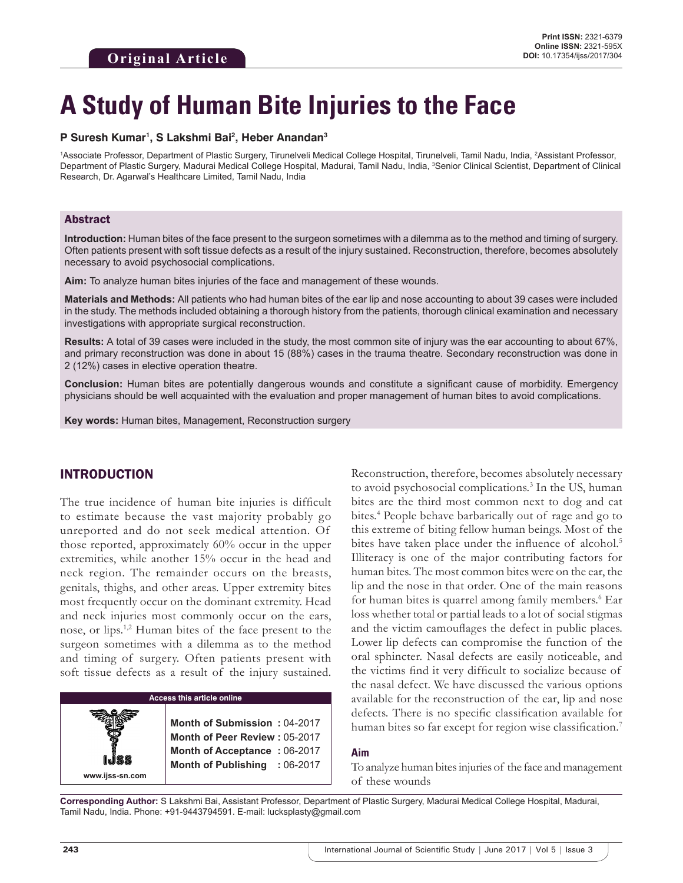Original Article

Print ISSN: 2321-6379
Online ISSN: 2321-595X
DOI: 10.17354/ijss/2017/304

# A Study of Human Bite Injuries to the Face

**P Suresh Kumar[1], S Lakshmi Bai[2], Heber Anandan[3]**

[1]Associate Professor, Department of Plastic Surgery, Tirunelveli Medical College Hospital, Tirunelveli, Tamil Nadu, India, [2]Assistant Professor, Department of Plastic Surgery, Madurai Medical College Hospital, Madurai, Tamil Nadu, India, [3]Senior Clinical Scientist, Department of Clinical Research, Dr. Agarwal's Healthcare Limited, Tamil Nadu, India

## Abstract

**Introduction:** Human bites of the face present to the surgeon sometimes with a dilemma as to the method and timing of surgery. Often patients present with soft tissue defects as a result of the injury sustained. Reconstruction, therefore, becomes absolutely necessary to avoid psychosocial complications.

**Aim:** To analyze human bites injuries of the face and management of these wounds.

**Materials and Methods:** All patients who had human bites of the ear lip and nose accounting to about 39 cases were included in the study. The methods included obtaining a thorough history from the patients, thorough clinical examination and necessary investigations with appropriate surgical reconstruction.

**Results:** A total of 39 cases were included in the study, the most common site of injury was the ear accounting to about 67%, and primary reconstruction was done in about 15 (88%) cases in the trauma theatre. Secondary reconstruction was done in 2 (12%) cases in elective operation theatre.

**Conclusion:** Human bites are potentially dangerous wounds and constitute a significant cause of morbidity. Emergency physicians should be well acquainted with the evaluation and proper management of human bites to avoid complications.

**Key words:** Human bites, Management, Reconstruction surgery

## INTRODUCTION

The true incidence of human bite injuries is difficult to estimate because the vast majority probably go unreported and do not seek medical attention. Of those reported, approximately 60% occur in the upper extremities, while another 15% occur in the head and neck region. The remainder occurs on the breasts, genitals, thighs, and other areas. Upper extremity bites most frequently occur on the dominant extremity. Head and neck injuries most commonly occur on the ears, nose, or lips.[1,2] Human bites of the face present to the surgeon sometimes with a dilemma as to the method and timing of surgery. Often patients present with soft tissue defects as a result of the injury sustained. Reconstruction, therefore, becomes absolutely necessary to avoid psychosocial complications.[3] In the US, human bites are the third most common next to dog and cat bites.[4] People behave barbarically out of rage and go to this extreme of biting fellow human beings. Most of the bites have taken place under the influence of alcohol.[5] Illiteracy is one of the major contributing factors for human bites. The most common bites were on the ear, the lip and the nose in that order. One of the main reasons for human bites is quarrel among family members.[6] Ear loss whether total or partial leads to a lot of social stigmas and the victim camouflages the defect in public places. Lower lip defects can compromise the function of the oral sphincter. Nasal defects are easily noticeable, and the victims find it very difficult to socialize because of the nasal defect. We have discussed the various options available for the reconstruction of the ear, lip and nose defects. There is no specific classification available for human bites so far except for region wise classification.[7]

| Access this article online | |
|---|---|
| www.ijss-sn.com | **Month of Submission :** 04-2017<br>**Month of Peer Review :** 05-2017<br>**Month of Acceptance :** 06-2017<br>**Month of Publishing :** 06-2017 |

### Aim

To analyze human bites injuries of the face and management of these wounds

**Corresponding Author:** S Lakshmi Bai, Assistant Professor, Department of Plastic Surgery, Madurai Medical College Hospital, Madurai, Tamil Nadu, India. Phone: +91-9443794591. E-mail: lucksplasty@gmail.com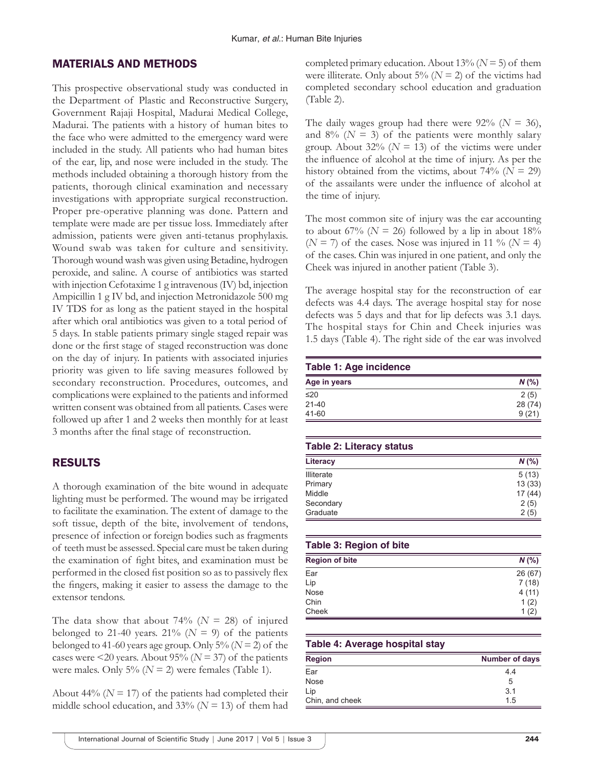## MATERIALS AND METHODS

This prospective observational study was conducted in the Department of Plastic and Reconstructive Surgery, Government Rajaji Hospital, Madurai Medical College, Madurai. The patients with a history of human bites to the face who were admitted to the emergency ward were included in the study. All patients who had human bites of the ear, lip, and nose were included in the study. The methods included obtaining a thorough history from the patients, thorough clinical examination and necessary investigations with appropriate surgical reconstruction. Proper pre-operative planning was done. Pattern and template were made are per tissue loss. Immediately after admission, patients were given anti-tetanus prophylaxis. Wound swab was taken for culture and sensitivity. Thorough wound wash was given using Betadine, hydrogen peroxide, and saline. A course of antibiotics was started with injection Cefotaxime 1 g intravenous (IV) bd, injection Ampicillin 1 g IV bd, and injection Metronidazole 500 mg IV TDS for as long as the patient stayed in the hospital after which oral antibiotics was given to a total period of 5 days. In stable patients primary single staged repair was done or the first stage of staged reconstruction was done on the day of injury. In patients with associated injuries priority was given to life saving measures followed by secondary reconstruction. Procedures, outcomes, and complications were explained to the patients and informed written consent was obtained from all patients. Cases were followed up after 1 and 2 weeks then monthly for at least 3 months after the final stage of reconstruction.

## RESULTS

A thorough examination of the bite wound in adequate lighting must be performed. The wound may be irrigated to facilitate the examination. The extent of damage to the soft tissue, depth of the bite, involvement of tendons, presence of infection or foreign bodies such as fragments of teeth must be assessed. Special care must be taken during the examination of fight bites, and examination must be performed in the closed fist position so as to passively flex the fingers, making it easier to assess the damage to the extensor tendons.

The data show that about 74% (*N* = 28) of injured belonged to 21-40 years. 21% (*N* = 9) of the patients belonged to 41-60 years age group. Only 5% (*N* = 2) of the cases were <20 years. About 95% (*N* = 37) of the patients were males. Only 5% (*N* = 2) were females (Table 1).

About 44% (*N* = 17) of the patients had completed their middle school education, and 33% (*N* = 13) of them had completed primary education. About 13% (*N* = 5) of them were illiterate. Only about 5% (*N* = 2) of the victims had completed secondary school education and graduation (Table 2).

The daily wages group had there were 92% (*N* = 36), and 8% (*N* = 3) of the patients were monthly salary group. About 32% (*N* = 13) of the victims were under the influence of alcohol at the time of injury. As per the history obtained from the victims, about 74% (*N* = 29) of the assailants were under the influence of alcohol at the time of injury.

The most common site of injury was the ear accounting to about 67% (*N* = 26) followed by a lip in about 18% (*N* = 7) of the cases. Nose was injured in 11 % (*N* = 4) of the cases. Chin was injured in one patient, and only the Cheek was injured in another patient (Table 3).

The average hospital stay for the reconstruction of ear defects was 4.4 days. The average hospital stay for nose defects was 5 days and that for lip defects was 3.1 days. The hospital stays for Chin and Cheek injuries was 1.5 days (Table 4). The right side of the ear was involved

**Table 1: Age incidence**

| Age in years | *N* (%) |
|---|---|
| ≤20 | 2 (5) |
| 21-40 | 28 (74) |
| 41-60 | 9 (21) |

**Table 2: Literacy status**

| Literacy | *N* (%) |
|---|---|
| Illiterate | 5 (13) |
| Primary | 13 (33) |
| Middle | 17 (44) |
| Secondary | 2 (5) |
| Graduate | 2 (5) |

**Table 3: Region of bite**

| Region of bite | *N* (%) |
|---|---|
| Ear | 26 (67) |
| Lip | 7 (18) |
| Nose | 4 (11) |
| Chin | 1 (2) |
| Cheek | 1 (2) |

**Table 4: Average hospital stay**

| Region | Number of days |
|---|---|
| Ear | 4.4 |
| Nose | 5 |
| Lip | 3.1 |
| Chin, and cheek | 1.5 |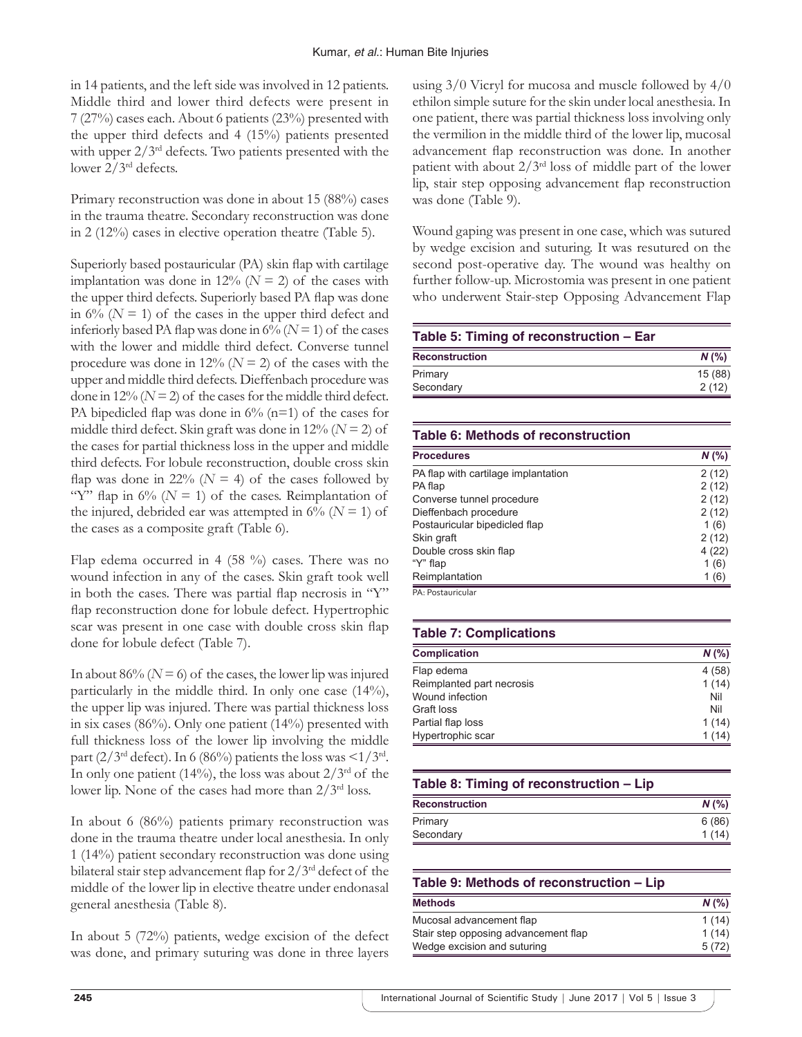in 14 patients, and the left side was involved in 12 patients. Middle third and lower third defects were present in 7 (27%) cases each. About 6 patients (23%) presented with the upper third defects and 4 (15%) patients presented with upper 2/3rd defects. Two patients presented with the lower 2/3rd defects.

Primary reconstruction was done in about 15 (88%) cases in the trauma theatre. Secondary reconstruction was done in 2 (12%) cases in elective operation theatre (Table 5).

Superiorly based postauricular (PA) skin flap with cartilage implantation was done in 12% ($N = 2$) of the cases with the upper third defects. Superiorly based PA flap was done in 6% ($N = 1$) of the cases in the upper third defect and inferiorly based PA flap was done in 6% ($N = 1$) of the cases with the lower and middle third defect. Converse tunnel procedure was done in 12% ($N = 2$) of the cases with the upper and middle third defects. Dieffenbach procedure was done in 12% ($N = 2$) of the cases for the middle third defect. PA bipedicled flap was done in 6% (n=1) of the cases for middle third defect. Skin graft was done in 12% ($N = 2$) of the cases for partial thickness loss in the upper and middle third defects. For lobule reconstruction, double cross skin flap was done in 22% ($N = 4$) of the cases followed by "Y" flap in 6% ($N = 1$) of the cases. Reimplantation of the injured, debrided ear was attempted in 6% ($N = 1$) of the cases as a composite graft (Table 6).

Flap edema occurred in 4 (58 %) cases. There was no wound infection in any of the cases. Skin graft took well in both the cases. There was partial flap necrosis in "Y" flap reconstruction done for lobule defect. Hypertrophic scar was present in one case with double cross skin flap done for lobule defect (Table 7).

In about 86% ($N = 6$) of the cases, the lower lip was injured particularly in the middle third. In only one case (14%), the upper lip was injured. There was partial thickness loss in six cases (86%). Only one patient (14%) presented with full thickness loss of the lower lip involving the middle part (2/3rd defect). In 6 (86%) patients the loss was <1/3rd. In only one patient (14%), the loss was about 2/3rd of the lower lip. None of the cases had more than 2/3rd loss.

In about 6 (86%) patients primary reconstruction was done in the trauma theatre under local anesthesia. In only 1 (14%) patient secondary reconstruction was done using bilateral stair step advancement flap for 2/3rd defect of the middle of the lower lip in elective theatre under endonasal general anesthesia (Table 8).

In about 5 (72%) patients, wedge excision of the defect was done, and primary suturing was done in three layers using 3/0 Vicryl for mucosa and muscle followed by 4/0 ethilon simple suture for the skin under local anesthesia. In one patient, there was partial thickness loss involving only the vermilion in the middle third of the lower lip, mucosal advancement flap reconstruction was done. In another patient with about 2/3rd loss of middle part of the lower lip, stair step opposing advancement flap reconstruction was done (Table 9).

Wound gaping was present in one case, which was sutured by wedge excision and suturing. It was resutured on the second post-operative day. The wound was healthy on further follow-up. Microstomia was present in one patient who underwent Stair-step Opposing Advancement Flap

**Table 5: Timing of reconstruction – Ear**

| Reconstruction | N (%) |
|---|---|
| Primary | 15 (88) |
| Secondary | 2 (12) |

**Table 6: Methods of reconstruction**

| Procedures | N (%) |
|---|---|
| PA flap with cartilage implantation | 2 (12) |
| PA flap | 2 (12) |
| Converse tunnel procedure | 2 (12) |
| Dieffenbach procedure | 2 (12) |
| Postauricular bipedicled flap | 1 (6) |
| Skin graft | 2 (12) |
| Double cross skin flap | 4 (22) |
| "Y" flap | 1 (6) |
| Reimplantation | 1 (6) |

PA: Postauricular

**Table 7: Complications**

| Complication | N (%) |
|---|---|
| Flap edema | 4 (58) |
| Reimplanted part necrosis | 1 (14) |
| Wound infection | Nil |
| Graft loss | Nil |
| Partial flap loss | 1 (14) |
| Hypertrophic scar | 1 (14) |

**Table 8: Timing of reconstruction – Lip**

| Reconstruction | N (%) |
|---|---|
| Primary | 6 (86) |
| Secondary | 1 (14) |

**Table 9: Methods of reconstruction – Lip**

| Methods | N (%) |
|---|---|
| Mucosal advancement flap | 1 (14) |
| Stair step opposing advancement flap | 1 (14) |
| Wedge excision and suturing | 5 (72) |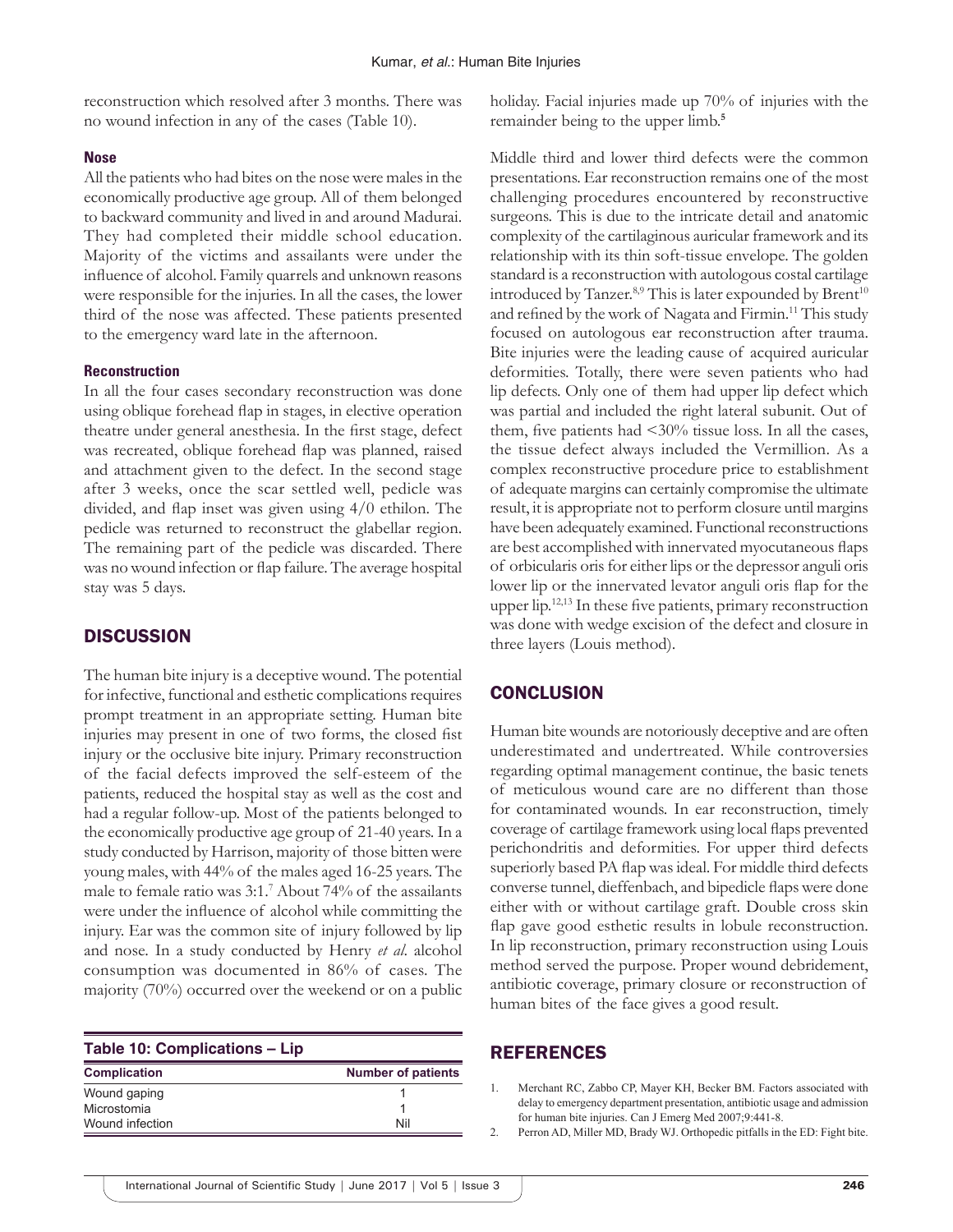reconstruction which resolved after 3 months. There was no wound infection in any of the cases (Table 10).

**Table 10: Complications – Lip**

| Complication | Number of patients |
|---|---|
| Wound gaping | 1 |
| Microstomia | 1 |
| Wound infection | Nil |

#### Nose

All the patients who had bites on the nose were males in the economically productive age group. All of them belonged to backward community and lived in and around Madurai. They had completed their middle school education. Majority of the victims and assailants were under the influence of alcohol. Family quarrels and unknown reasons were responsible for the injuries. In all the cases, the lower third of the nose was affected. These patients presented to the emergency ward late in the afternoon.

#### Reconstruction

In all the four cases secondary reconstruction was done using oblique forehead flap in stages, in elective operation theatre under general anesthesia. In the first stage, defect was recreated, oblique forehead flap was planned, raised and attachment given to the defect. In the second stage after 3 weeks, once the scar settled well, pedicle was divided, and flap inset was given using 4/0 ethilon. The pedicle was returned to reconstruct the glabellar region. The remaining part of the pedicle was discarded. There was no wound infection or flap failure. The average hospital stay was 5 days.

## DISCUSSION

The human bite injury is a deceptive wound. The potential for infective, functional and esthetic complications requires prompt treatment in an appropriate setting. Human bite injuries may present in one of two forms, the closed fist injury or the occlusive bite injury. Primary reconstruction of the facial defects improved the self-esteem of the patients, reduced the hospital stay as well as the cost and had a regular follow-up. Most of the patients belonged to the economically productive age group of 21-40 years. In a study conducted by Harrison, majority of those bitten were young males, with 44% of the males aged 16-25 years. The male to female ratio was 3:1.[7] About 74% of the assailants were under the influence of alcohol while committing the injury. Ear was the common site of injury followed by lip and nose. In a study conducted by Henry *et al.* alcohol consumption was documented in 86% of cases. The majority (70%) occurred over the weekend or on a public holiday. Facial injuries made up 70% of injuries with the remainder being to the upper limb.[5]

Middle third and lower third defects were the common presentations. Ear reconstruction remains one of the most challenging procedures encountered by reconstructive surgeons. This is due to the intricate detail and anatomic complexity of the cartilaginous auricular framework and its relationship with its thin soft-tissue envelope. The golden standard is a reconstruction with autologous costal cartilage introduced by Tanzer.[8,9] This is later expounded by Brent[10] and refined by the work of Nagata and Firmin.[11] This study focused on autologous ear reconstruction after trauma. Bite injuries were the leading cause of acquired auricular deformities. Totally, there were seven patients who had lip defects. Only one of them had upper lip defect which was partial and included the right lateral subunit. Out of them, five patients had <30% tissue loss. In all the cases, the tissue defect always included the Vermillion. As a complex reconstructive procedure price to establishment of adequate margins can certainly compromise the ultimate result, it is appropriate not to perform closure until margins have been adequately examined. Functional reconstructions are best accomplished with innervated myocutaneous flaps of orbicularis oris for either lips or the depressor anguli oris lower lip or the innervated levator anguli oris flap for the upper lip.[12,13] In these five patients, primary reconstruction was done with wedge excision of the defect and closure in three layers (Louis method).

## CONCLUSION

Human bite wounds are notoriously deceptive and are often underestimated and undertreated. While controversies regarding optimal management continue, the basic tenets of meticulous wound care are no different than those for contaminated wounds. In ear reconstruction, timely coverage of cartilage framework using local flaps prevented perichondritis and deformities. For upper third defects superiorly based PA flap was ideal. For middle third defects converse tunnel, dieffenbach, and bipedicle flaps were done either with or without cartilage graft. Double cross skin flap gave good esthetic results in lobule reconstruction. In lip reconstruction, primary reconstruction using Louis method served the purpose. Proper wound debridement, antibiotic coverage, primary closure or reconstruction of human bites of the face gives a good result.

## REFERENCES

1. Merchant RC, Zabbo CP, Mayer KH, Becker BM. Factors associated with delay to emergency department presentation, antibiotic usage and admission for human bite injuries. Can J Emerg Med 2007;9:441-8.
2. Perron AD, Miller MD, Brady WJ. Orthopedic pitfalls in the ED: Fight bite.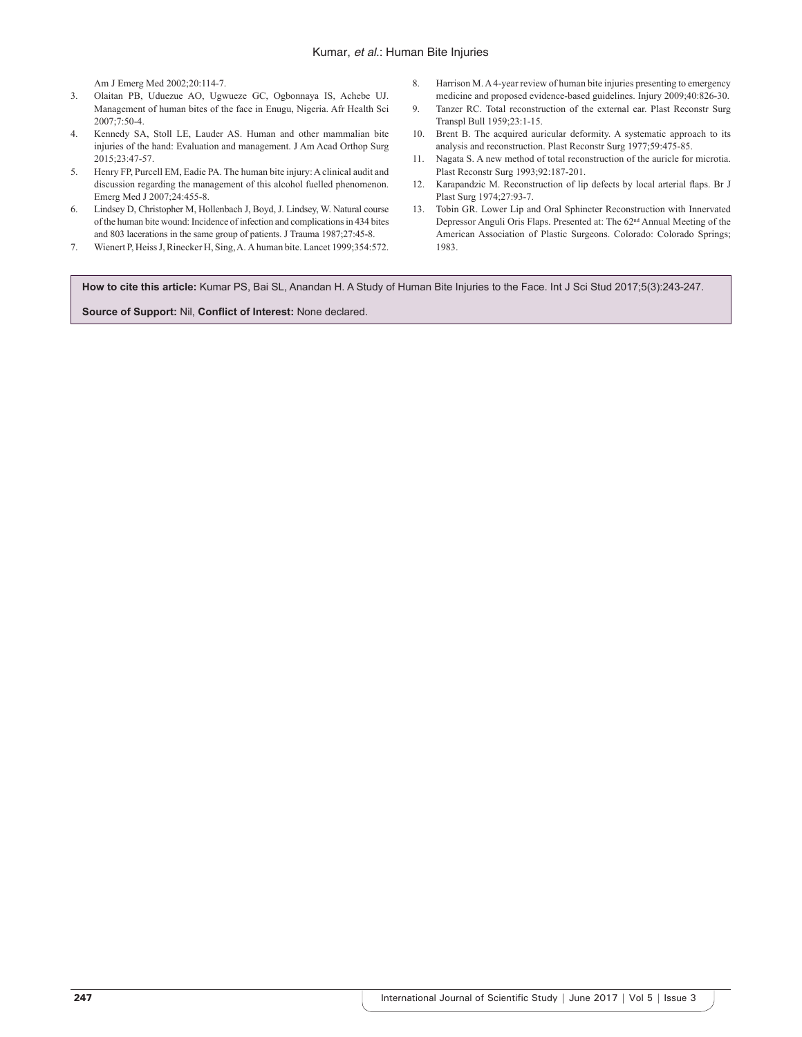Am J Emerg Med 2002;20:114-7.

3. Olaitan PB, Uduezue AO, Ugwueze GC, Ogbonnaya IS, Achebe UJ. Management of human bites of the face in Enugu, Nigeria. Afr Health Sci 2007;7:50-4.
4. Kennedy SA, Stoll LE, Lauder AS. Human and other mammalian bite injuries of the hand: Evaluation and management. J Am Acad Orthop Surg 2015;23:47-57.
5. Henry FP, Purcell EM, Eadie PA. The human bite injury: A clinical audit and discussion regarding the management of this alcohol fuelled phenomenon. Emerg Med J 2007;24:455-8.
6. Lindsey D, Christopher M, Hollenbach J, Boyd, J. Lindsey, W. Natural course of the human bite wound: Incidence of infection and complications in 434 bites and 803 lacerations in the same group of patients. J Trauma 1987;27:45-8.
7. Wienert P, Heiss J, Rinecker H, Sing, A. A human bite. Lancet 1999;354:572.
8. Harrison M. A 4-year review of human bite injuries presenting to emergency medicine and proposed evidence-based guidelines. Injury 2009;40:826-30.
9. Tanzer RC. Total reconstruction of the external ear. Plast Reconstr Surg Transpl Bull 1959;23:1-15.
10. Brent B. The acquired auricular deformity. A systematic approach to its analysis and reconstruction. Plast Reconstr Surg 1977;59:475-85.
11. Nagata S. A new method of total reconstruction of the auricle for microtia. Plast Reconstr Surg 1993;92:187-201.
12. Karapandzic M. Reconstruction of lip defects by local arterial flaps. Br J Plast Surg 1974;27:93-7.
13. Tobin GR. Lower Lip and Oral Sphincter Reconstruction with Innervated Depressor Anguli Oris Flaps. Presented at: The 62nd Annual Meeting of the American Association of Plastic Surgeons. Colorado: Colorado Springs; 1983.

**How to cite this article:** Kumar PS, Bai SL, Anandan H. A Study of Human Bite Injuries to the Face. Int J Sci Stud 2017;5(3):243-247.

**Source of Support:** Nil, **Conflict of Interest:** None declared.